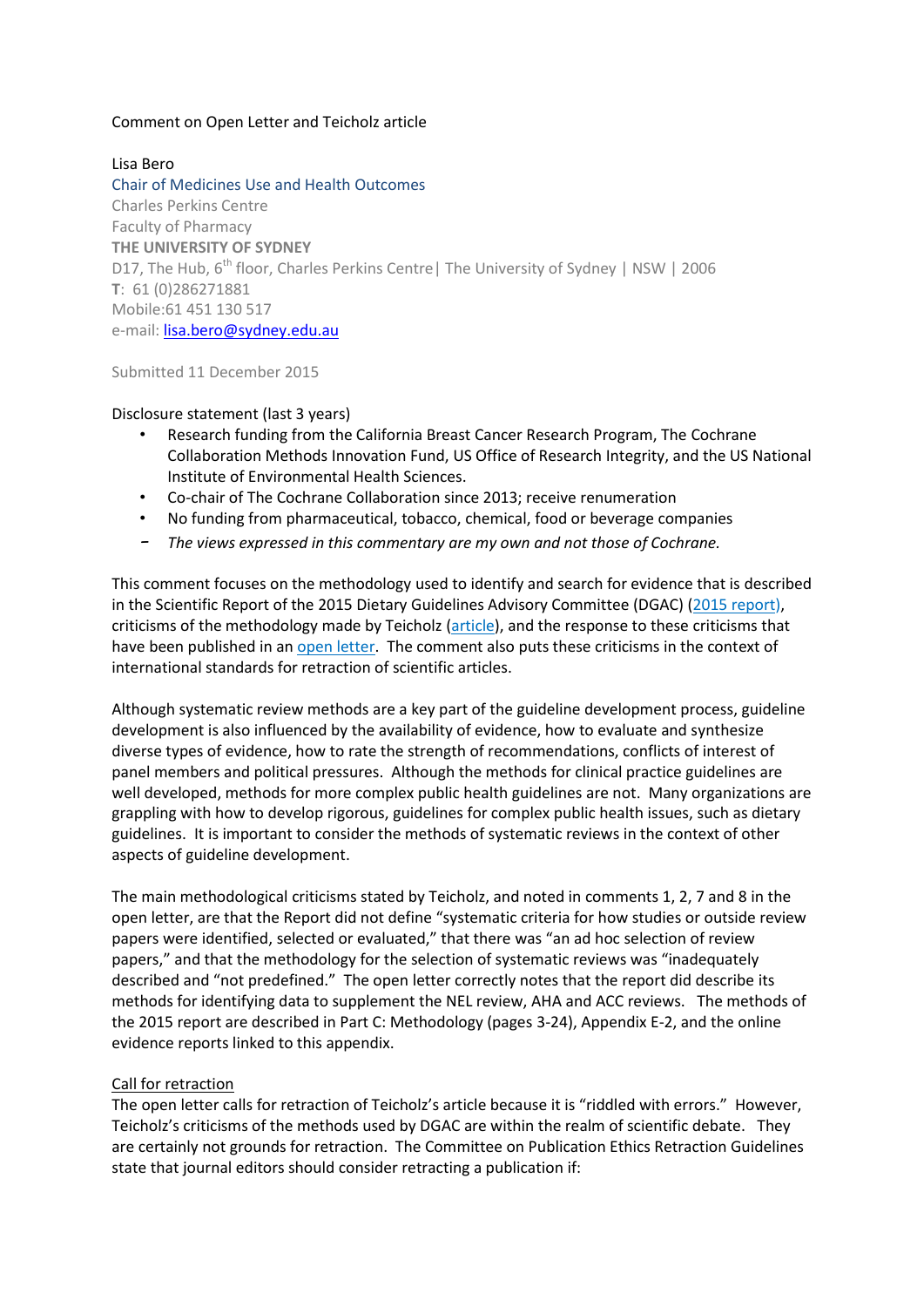Comment on Open Letter and Teicholz article

Lisa Bero
Chair of Medicines Use and Health Outcomes
Charles Perkins Centre
Faculty of Pharmacy
**THE UNIVERSITY OF SYDNEY**
D17, The Hub, 6th floor, Charles Perkins Centre | The University of Sydney | NSW | 2006
**T**: 61 (0)286271881
Mobile:61 451 130 517
e-mail: lisa.bero@sydney.edu.au

Submitted 11 December 2015

Disclosure statement (last 3 years)

- Research funding from the California Breast Cancer Research Program, The Cochrane Collaboration Methods Innovation Fund, US Office of Research Integrity, and the US National Institute of Environmental Health Sciences.
- Co-chair of The Cochrane Collaboration since 2013; receive renumeration
- No funding from pharmaceutical, tobacco, chemical, food or beverage companies
- *The views expressed in this commentary are my own and not those of Cochrane.*

This comment focuses on the methodology used to identify and search for evidence that is described in the Scientific Report of the 2015 Dietary Guidelines Advisory Committee (DGAC) (2015 report), criticisms of the methodology made by Teicholz (article), and the response to these criticisms that have been published in an open letter. The comment also puts these criticisms in the context of international standards for retraction of scientific articles.

Although systematic review methods are a key part of the guideline development process, guideline development is also influenced by the availability of evidence, how to evaluate and synthesize diverse types of evidence, how to rate the strength of recommendations, conflicts of interest of panel members and political pressures. Although the methods for clinical practice guidelines are well developed, methods for more complex public health guidelines are not. Many organizations are grappling with how to develop rigorous, guidelines for complex public health issues, such as dietary guidelines. It is important to consider the methods of systematic reviews in the context of other aspects of guideline development.

The main methodological criticisms stated by Teicholz, and noted in comments 1, 2, 7 and 8 in the open letter, are that the Report did not define "systematic criteria for how studies or outside review papers were identified, selected or evaluated," that there was "an ad hoc selection of review papers," and that the methodology for the selection of systematic reviews was "inadequately described and "not predefined." The open letter correctly notes that the report did describe its methods for identifying data to supplement the NEL review, AHA and ACC reviews. The methods of the 2015 report are described in Part C: Methodology (pages 3-24), Appendix E-2, and the online evidence reports linked to this appendix.

Call for retraction

The open letter calls for retraction of Teicholz's article because it is "riddled with errors." However, Teicholz's criticisms of the methods used by DGAC are within the realm of scientific debate. They are certainly not grounds for retraction. The Committee on Publication Ethics Retraction Guidelines state that journal editors should consider retracting a publication if: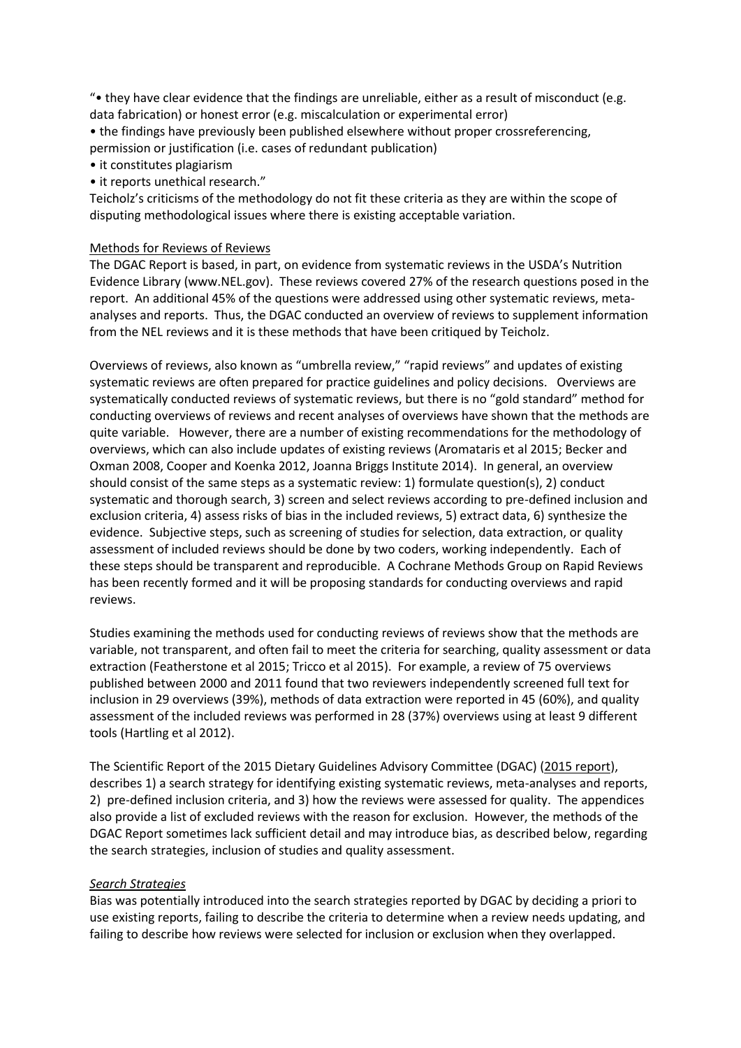"• they have clear evidence that the findings are unreliable, either as a result of misconduct (e.g. data fabrication) or honest error (e.g. miscalculation or experimental error)

• the findings have previously been published elsewhere without proper crossreferencing, permission or justification (i.e. cases of redundant publication)

• it constitutes plagiarism

• it reports unethical research."

Teicholz's criticisms of the methodology do not fit these criteria as they are within the scope of disputing methodological issues where there is existing acceptable variation.

Methods for Reviews of Reviews

The DGAC Report is based, in part, on evidence from systematic reviews in the USDA's Nutrition Evidence Library (www.NEL.gov). These reviews covered 27% of the research questions posed in the report. An additional 45% of the questions were addressed using other systematic reviews, meta-analyses and reports. Thus, the DGAC conducted an overview of reviews to supplement information from the NEL reviews and it is these methods that have been critiqued by Teicholz.

Overviews of reviews, also known as "umbrella review," "rapid reviews" and updates of existing systematic reviews are often prepared for practice guidelines and policy decisions. Overviews are systematically conducted reviews of systematic reviews, but there is no "gold standard" method for conducting overviews of reviews and recent analyses of overviews have shown that the methods are quite variable. However, there are a number of existing recommendations for the methodology of overviews, which can also include updates of existing reviews (Aromataris et al 2015; Becker and Oxman 2008, Cooper and Koenka 2012, Joanna Briggs Institute 2014). In general, an overview should consist of the same steps as a systematic review: 1) formulate question(s), 2) conduct systematic and thorough search, 3) screen and select reviews according to pre-defined inclusion and exclusion criteria, 4) assess risks of bias in the included reviews, 5) extract data, 6) synthesize the evidence. Subjective steps, such as screening of studies for selection, data extraction, or quality assessment of included reviews should be done by two coders, working independently. Each of these steps should be transparent and reproducible. A Cochrane Methods Group on Rapid Reviews has been recently formed and it will be proposing standards for conducting overviews and rapid reviews.

Studies examining the methods used for conducting reviews of reviews show that the methods are variable, not transparent, and often fail to meet the criteria for searching, quality assessment or data extraction (Featherstone et al 2015; Tricco et al 2015). For example, a review of 75 overviews published between 2000 and 2011 found that two reviewers independently screened full text for inclusion in 29 overviews (39%), methods of data extraction were reported in 45 (60%), and quality assessment of the included reviews was performed in 28 (37%) overviews using at least 9 different tools (Hartling et al 2012).

The Scientific Report of the 2015 Dietary Guidelines Advisory Committee (DGAC) (2015 report), describes 1) a search strategy for identifying existing systematic reviews, meta-analyses and reports, 2) pre-defined inclusion criteria, and 3) how the reviews were assessed for quality. The appendices also provide a list of excluded reviews with the reason for exclusion. However, the methods of the DGAC Report sometimes lack sufficient detail and may introduce bias, as described below, regarding the search strategies, inclusion of studies and quality assessment.

*Search Strategies*

Bias was potentially introduced into the search strategies reported by DGAC by deciding a priori to use existing reports, failing to describe the criteria to determine when a review needs updating, and failing to describe how reviews were selected for inclusion or exclusion when they overlapped.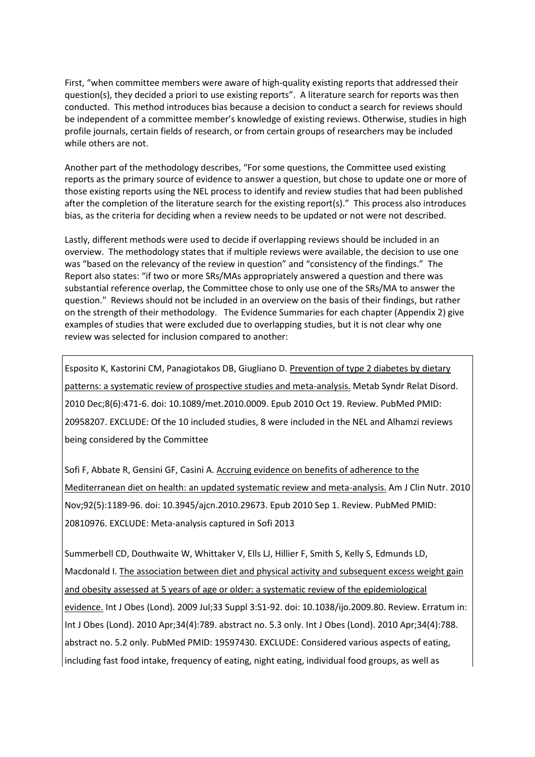First, "when committee members were aware of high-quality existing reports that addressed their question(s), they decided a priori to use existing reports". A literature search for reports was then conducted. This method introduces bias because a decision to conduct a search for reviews should be independent of a committee member's knowledge of existing reviews. Otherwise, studies in high profile journals, certain fields of research, or from certain groups of researchers may be included while others are not.

Another part of the methodology describes, "For some questions, the Committee used existing reports as the primary source of evidence to answer a question, but chose to update one or more of those existing reports using the NEL process to identify and review studies that had been published after the completion of the literature search for the existing report(s)." This process also introduces bias, as the criteria for deciding when a review needs to be updated or not were not described.

Lastly, different methods were used to decide if overlapping reviews should be included in an overview. The methodology states that if multiple reviews were available, the decision to use one was "based on the relevancy of the review in question" and "consistency of the findings." The Report also states: "if two or more SRs/MAs appropriately answered a question and there was substantial reference overlap, the Committee chose to only use one of the SRs/MA to answer the question." Reviews should not be included in an overview on the basis of their findings, but rather on the strength of their methodology. The Evidence Summaries for each chapter (Appendix 2) give examples of studies that were excluded due to overlapping studies, but it is not clear why one review was selected for inclusion compared to another:

> Esposito K, Kastorini CM, Panagiotakos DB, Giugliano D. Prevention of type 2 diabetes by dietary patterns: a systematic review of prospective studies and meta-analysis. Metab Syndr Relat Disord. 2010 Dec;8(6):471-6. doi: 10.1089/met.2010.0009. Epub 2010 Oct 19. Review. PubMed PMID: 20958207. EXCLUDE: Of the 10 included studies, 8 were included in the NEL and Alhamzi reviews being considered by the Committee
>
> Sofi F, Abbate R, Gensini GF, Casini A. Accruing evidence on benefits of adherence to the Mediterranean diet on health: an updated systematic review and meta-analysis. Am J Clin Nutr. 2010 Nov;92(5):1189-96. doi: 10.3945/ajcn.2010.29673. Epub 2010 Sep 1. Review. PubMed PMID: 20810976. EXCLUDE: Meta-analysis captured in Sofi 2013
>
> Summerbell CD, Douthwaite W, Whittaker V, Ells LJ, Hillier F, Smith S, Kelly S, Edmunds LD, Macdonald I. The association between diet and physical activity and subsequent excess weight gain and obesity assessed at 5 years of age or older: a systematic review of the epidemiological evidence. Int J Obes (Lond). 2009 Jul;33 Suppl 3:S1-92. doi: 10.1038/ijo.2009.80. Review. Erratum in: Int J Obes (Lond). 2010 Apr;34(4):789. abstract no. 5.3 only. Int J Obes (Lond). 2010 Apr;34(4):788. abstract no. 5.2 only. PubMed PMID: 19597430. EXCLUDE: Considered various aspects of eating, including fast food intake, frequency of eating, night eating, individual food groups, as well as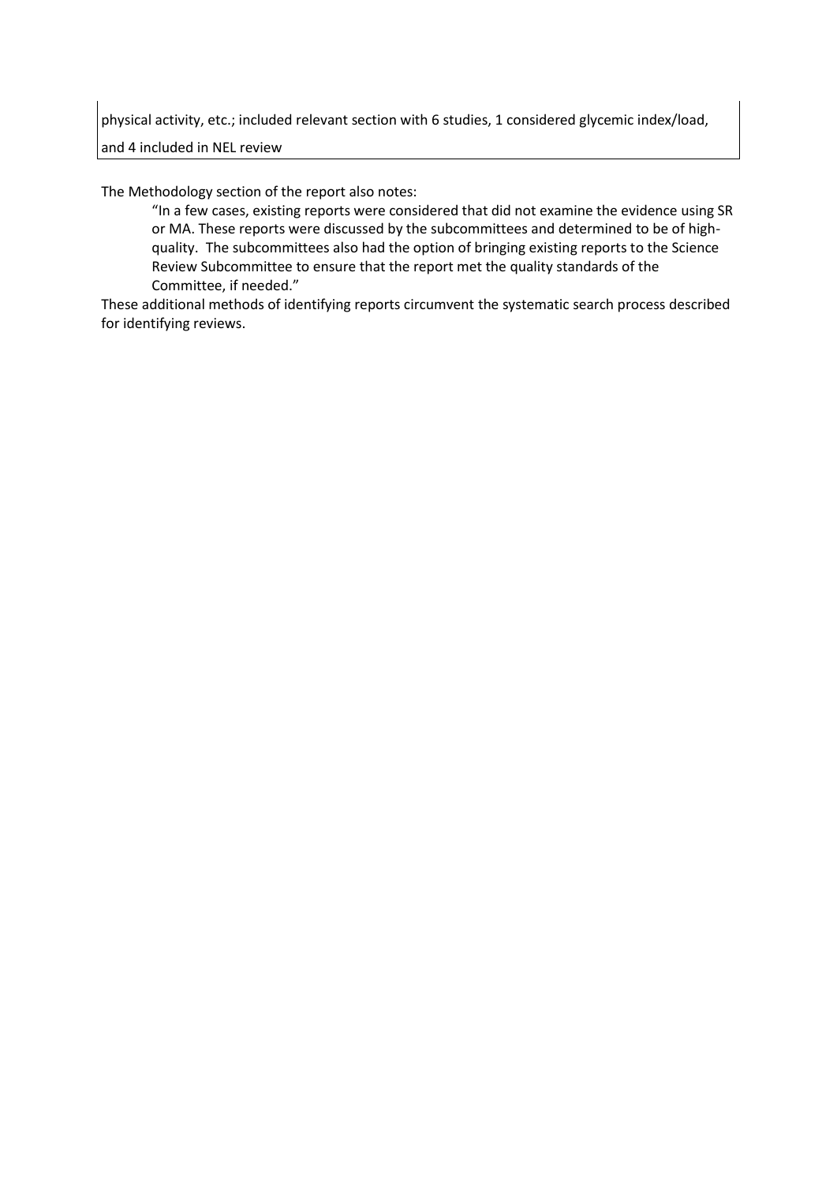| physical activity, etc.; included relevant section with 6 studies, 1 considered glycemic index/load, and 4 included in NEL review |
| --- |

The Methodology section of the report also notes:

> "In a few cases, existing reports were considered that did not examine the evidence using SR or MA. These reports were discussed by the subcommittees and determined to be of high-quality. The subcommittees also had the option of bringing existing reports to the Science Review Subcommittee to ensure that the report met the quality standards of the Committee, if needed."

These additional methods of identifying reports circumvent the systematic search process described for identifying reviews.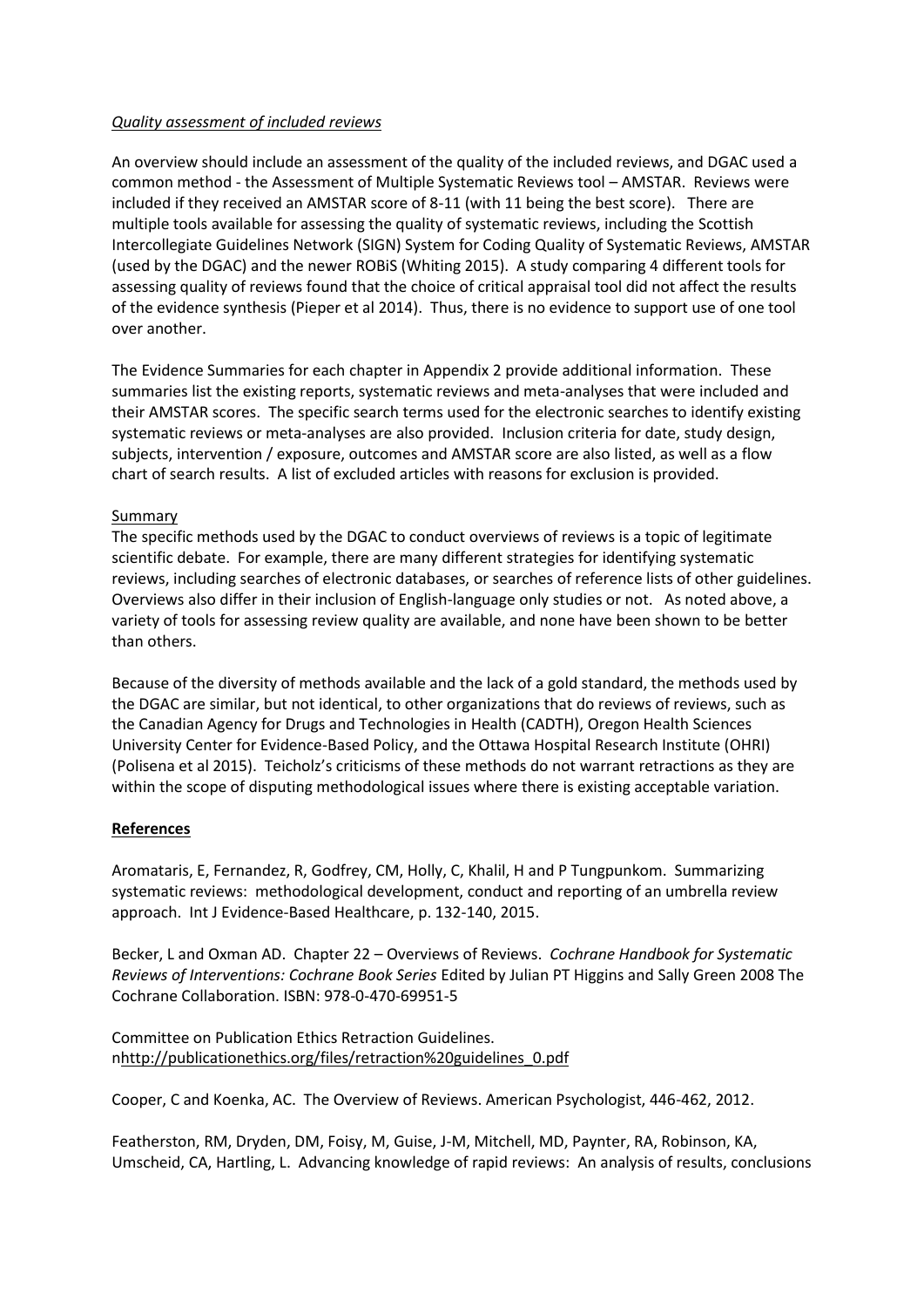*Quality assessment of included reviews*

An overview should include an assessment of the quality of the included reviews, and DGAC used a common method - the Assessment of Multiple Systematic Reviews tool – AMSTAR. Reviews were included if they received an AMSTAR score of 8-11 (with 11 being the best score). There are multiple tools available for assessing the quality of systematic reviews, including the Scottish Intercollegiate Guidelines Network (SIGN) System for Coding Quality of Systematic Reviews, AMSTAR (used by the DGAC) and the newer ROBiS (Whiting 2015). A study comparing 4 different tools for assessing quality of reviews found that the choice of critical appraisal tool did not affect the results of the evidence synthesis (Pieper et al 2014). Thus, there is no evidence to support use of one tool over another.

The Evidence Summaries for each chapter in Appendix 2 provide additional information. These summaries list the existing reports, systematic reviews and meta-analyses that were included and their AMSTAR scores. The specific search terms used for the electronic searches to identify existing systematic reviews or meta-analyses are also provided. Inclusion criteria for date, study design, subjects, intervention / exposure, outcomes and AMSTAR score are also listed, as well as a flow chart of search results. A list of excluded articles with reasons for exclusion is provided.

Summary

The specific methods used by the DGAC to conduct overviews of reviews is a topic of legitimate scientific debate. For example, there are many different strategies for identifying systematic reviews, including searches of electronic databases, or searches of reference lists of other guidelines. Overviews also differ in their inclusion of English-language only studies or not. As noted above, a variety of tools for assessing review quality are available, and none have been shown to be better than others.

Because of the diversity of methods available and the lack of a gold standard, the methods used by the DGAC are similar, but not identical, to other organizations that do reviews of reviews, such as the Canadian Agency for Drugs and Technologies in Health (CADTH), Oregon Health Sciences University Center for Evidence-Based Policy, and the Ottawa Hospital Research Institute (OHRI) (Polisena et al 2015). Teicholz's criticisms of these methods do not warrant retractions as they are within the scope of disputing methodological issues where there is existing acceptable variation.

**References**

Aromataris, E, Fernandez, R, Godfrey, CM, Holly, C, Khalil, H and P Tungpunkom. Summarizing systematic reviews: methodological development, conduct and reporting of an umbrella review approach. Int J Evidence-Based Healthcare, p. 132-140, 2015.

Becker, L and Oxman AD. Chapter 22 – Overviews of Reviews. *Cochrane Handbook for Systematic Reviews of Interventions: Cochrane Book Series* Edited by Julian PT Higgins and Sally Green 2008 The Cochrane Collaboration. ISBN: 978-0-470-69951-5

Committee on Publication Ethics Retraction Guidelines. nhttp://publicationethics.org/files/retraction%20guidelines_0.pdf

Cooper, C and Koenka, AC. The Overview of Reviews. American Psychologist, 446-462, 2012.

Featherston, RM, Dryden, DM, Foisy, M, Guise, J-M, Mitchell, MD, Paynter, RA, Robinson, KA, Umscheid, CA, Hartling, L. Advancing knowledge of rapid reviews: An analysis of results, conclusions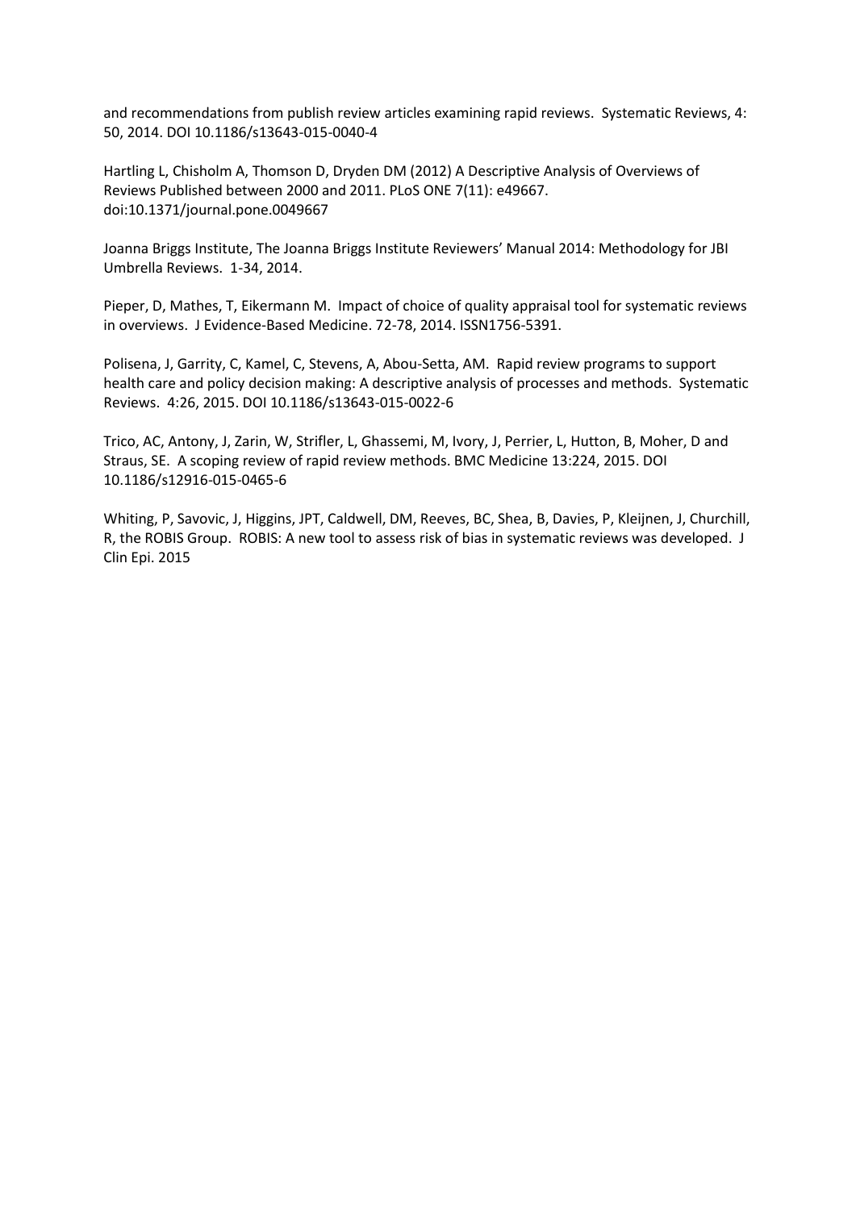and recommendations from publish review articles examining rapid reviews. Systematic Reviews, 4: 50, 2014. DOI 10.1186/s13643-015-0040-4

Hartling L, Chisholm A, Thomson D, Dryden DM (2012) A Descriptive Analysis of Overviews of Reviews Published between 2000 and 2011. PLoS ONE 7(11): e49667. doi:10.1371/journal.pone.0049667

Joanna Briggs Institute, The Joanna Briggs Institute Reviewers' Manual 2014: Methodology for JBI Umbrella Reviews. 1-34, 2014.

Pieper, D, Mathes, T, Eikermann M. Impact of choice of quality appraisal tool for systematic reviews in overviews. J Evidence-Based Medicine. 72-78, 2014. ISSN1756-5391.

Polisena, J, Garrity, C, Kamel, C, Stevens, A, Abou-Setta, AM. Rapid review programs to support health care and policy decision making: A descriptive analysis of processes and methods. Systematic Reviews. 4:26, 2015. DOI 10.1186/s13643-015-0022-6

Trico, AC, Antony, J, Zarin, W, Strifler, L, Ghassemi, M, Ivory, J, Perrier, L, Hutton, B, Moher, D and Straus, SE. A scoping review of rapid review methods. BMC Medicine 13:224, 2015. DOI 10.1186/s12916-015-0465-6

Whiting, P, Savovic, J, Higgins, JPT, Caldwell, DM, Reeves, BC, Shea, B, Davies, P, Kleijnen, J, Churchill, R, the ROBIS Group. ROBIS: A new tool to assess risk of bias in systematic reviews was developed. J Clin Epi. 2015